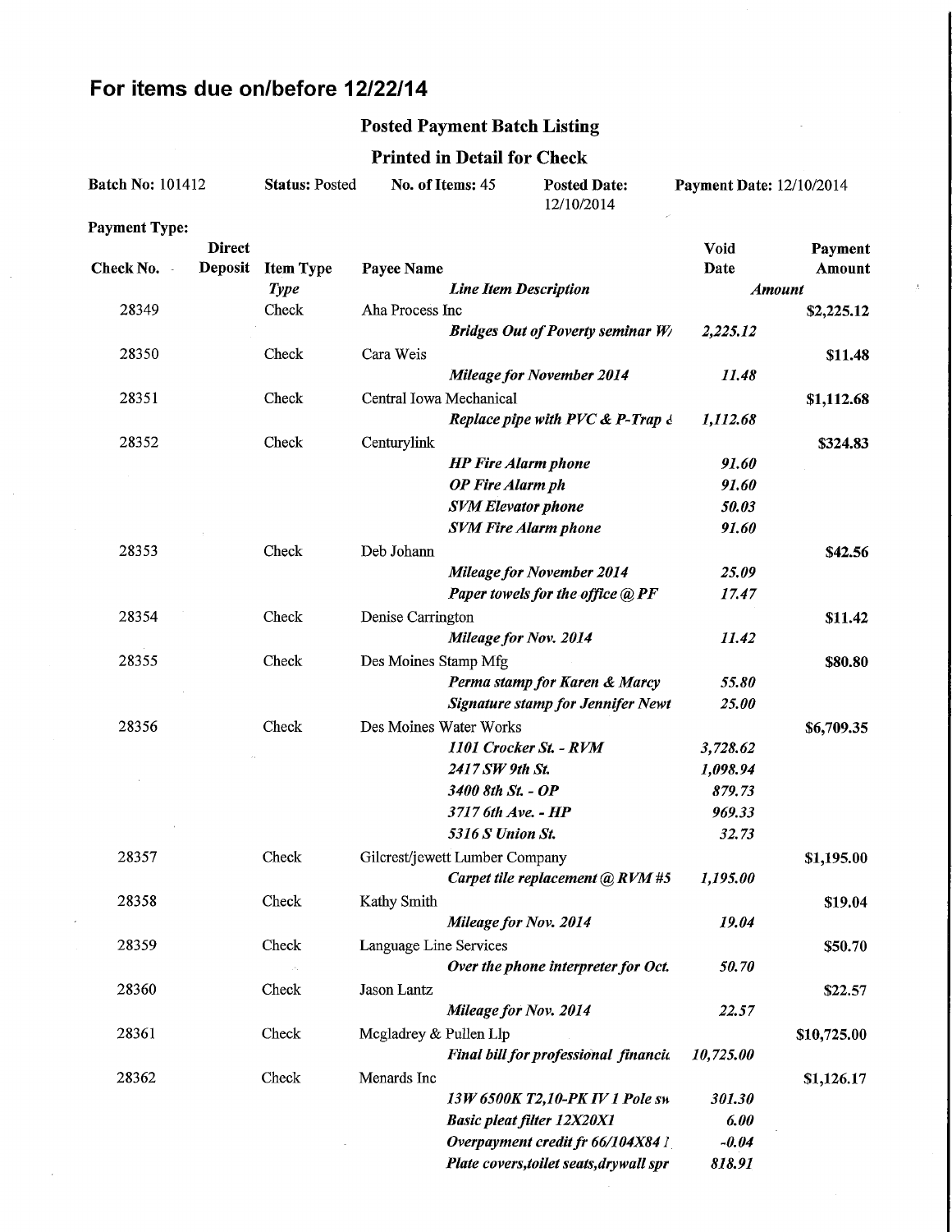# For items due on/before 12/22/14

## Posted Payment Batch Listing

### Printed in Detail for Check

**Batch No:** 101412 **Status:** Posted **No. of Items:** 45 **Posted Date:** 12/10/2014 **Payment Date:** 12/10/2014

**Payment Type:**

| Check No. | Direct Deposit | Item Type | Payee Name | Void Date | Payment Amount |
|---|---|---|---|---|---|
| | | *Type* | *Line Item Description* | *Amount* | |
| 28349 | | Check | Aha Process Inc | | $2,225.12 |
| | | | *Bridges Out of Poverty seminar W* | *2,225.12* | |
| 28350 | | Check | Cara Weis | | $11.48 |
| | | | *Mileage for November 2014* | *11.48* | |
| 28351 | | Check | Central Iowa Mechanical | | $1,112.68 |
| | | | *Replace pipe with PVC & P-Trap &* | *1,112.68* | |
| 28352 | | Check | Centurylink | | $324.83 |
| | | | *HP Fire Alarm phone* | *91.60* | |
| | | | *OP Fire Alarm ph* | *91.60* | |
| | | | *SVM Elevator phone* | *50.03* | |
| | | | *SVM Fire Alarm phone* | *91.60* | |
| 28353 | | Check | Deb Johann | | $42.56 |
| | | | *Mileage for November 2014* | *25.09* | |
| | | | *Paper towels for the office @ PF* | *17.47* | |
| 28354 | | Check | Denise Carrington | | $11.42 |
| | | | *Mileage for Nov. 2014* | *11.42* | |
| 28355 | | Check | Des Moines Stamp Mfg | | $80.80 |
| | | | *Perma stamp for Karen & Marcy* | *55.80* | |
| | | | *Signature stamp for Jennifer Newt* | *25.00* | |
| 28356 | | Check | Des Moines Water Works | | $6,709.35 |
| | | | *1101 Crocker St. - RVM* | *3,728.62* | |
| | | | *2417 SW 9th St.* | *1,098.94* | |
| | | | *3400 8th St. - OP* | *879.73* | |
| | | | *3717 6th Ave. - HP* | *969.33* | |
| | | | *5316 S Union St.* | *32.73* | |
| 28357 | | Check | Gilcrest/jewett Lumber Company | | $1,195.00 |
| | | | *Carpet tile replacement @ RVM #5* | *1,195.00* | |
| 28358 | | Check | Kathy Smith | | $19.04 |
| | | | *Mileage for Nov. 2014* | *19.04* | |
| 28359 | | Check | Language Line Services | | $50.70 |
| | | | *Over the phone interpreter for Oct.* | *50.70* | |
| 28360 | | Check | Jason Lantz | | $22.57 |
| | | | *Mileage for Nov. 2014* | *22.57* | |
| 28361 | | Check | Mcgladrey & Pullen Llp | | $10,725.00 |
| | | | *Final bill for professional financi* | *10,725.00* | |
| 28362 | | Check | Menards Inc | | $1,126.17 |
| | | | *13W 6500K T2,10-PK IV 1 Pole sw* | *301.30* | |
| | | | *Basic pleat filter 12X20X1* | *6.00* | |
| | | | *Overpayment credit fr 66/104X84 1* | *-0.04* | |
| | | | *Plate covers,toilet seats,drywall spr* | *818.91* | |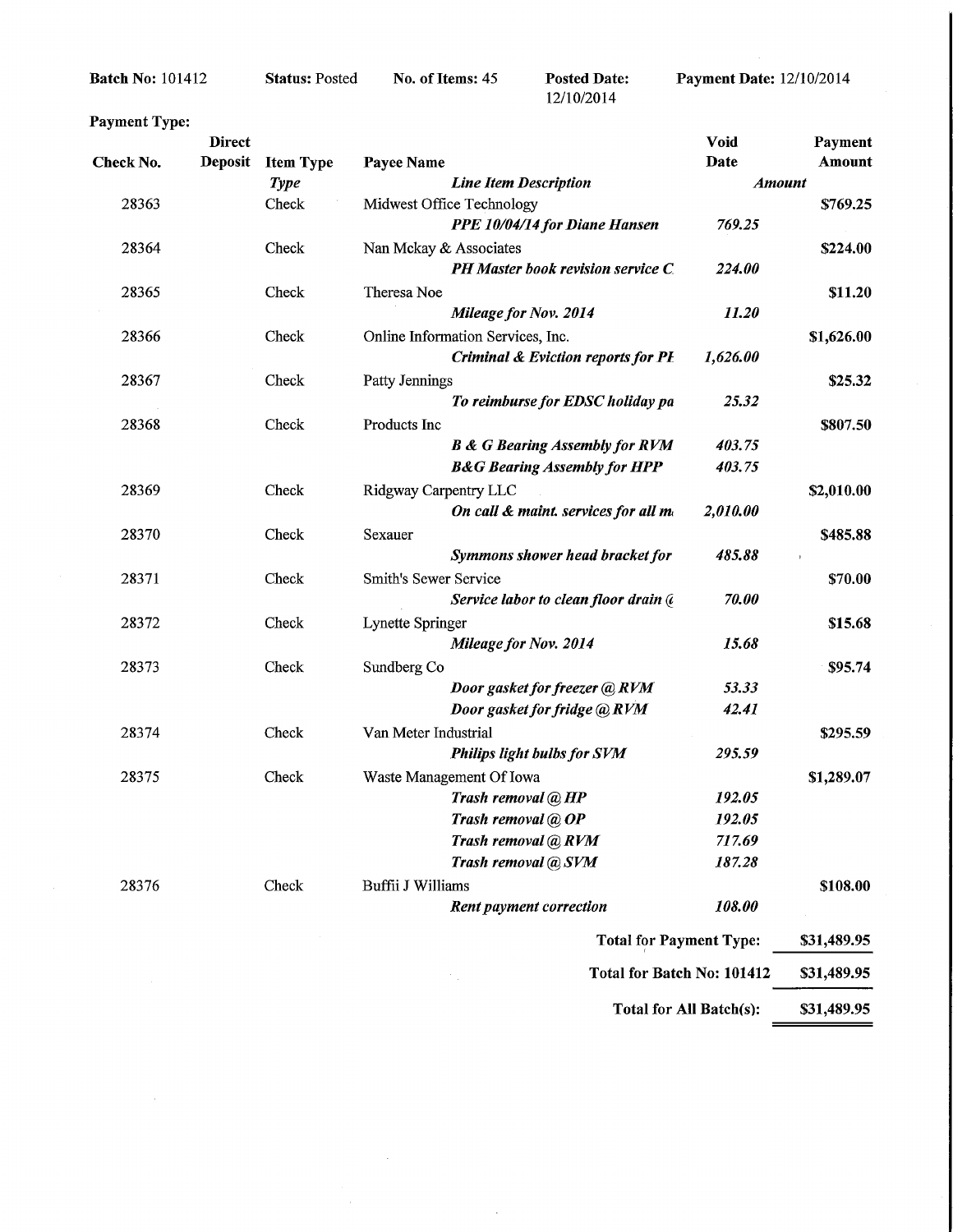**Batch No:** 101412 **Status:** Posted **No. of Items:** 45 **Posted Date:** 12/10/2014 **Payment Date:** 12/10/2014

**Payment Type:**

| Check No. | Direct Deposit | Item Type | Payee Name | Void Date | Payment Amount |
|---|---|---|---|---|---|
| | | *Type* | *Line Item Description* | *Amount* | |
| 28363 | | Check | Midwest Office Technology | | $769.25 |
| | | | *PPE 10/04/14 for Diane Hansen* | *769.25* | |
| 28364 | | Check | Nan Mckay & Associates | | $224.00 |
| | | | *PH Master book revision service C* | *224.00* | |
| 28365 | | Check | Theresa Noe | | $11.20 |
| | | | *Mileage for Nov. 2014* | *11.20* | |
| 28366 | | Check | Online Information Services, Inc. | | $1,626.00 |
| | | | *Criminal & Eviction reports for PI* | *1,626.00* | |
| 28367 | | Check | Patty Jennings | | $25.32 |
| | | | *To reimburse for EDSC holiday pa* | *25.32* | |
| 28368 | | Check | Products Inc | | $807.50 |
| | | | *B & G Bearing Assembly for RVM* | *403.75* | |
| | | | *B&G Bearing Assembly for HPP* | *403.75* | |
| 28369 | | Check | Ridgway Carpentry LLC | | $2,010.00 |
| | | | *On call & maint. services for all m* | *2,010.00* | |
| 28370 | | Check | Sexauer | | $485.88 |
| | | | *Symmons shower head bracket for* | *485.88* | |
| 28371 | | Check | Smith's Sewer Service | | $70.00 |
| | | | *Service labor to clean floor drain @* | *70.00* | |
| 28372 | | Check | Lynette Springer | | $15.68 |
| | | | *Mileage for Nov. 2014* | *15.68* | |
| 28373 | | Check | Sundberg Co | | $95.74 |
| | | | *Door gasket for freezer @ RVM* | *53.33* | |
| | | | *Door gasket for fridge @ RVM* | *42.41* | |
| 28374 | | Check | Van Meter Industrial | | $295.59 |
| | | | *Philips light bulbs for SVM* | *295.59* | |
| 28375 | | Check | Waste Management Of Iowa | | $1,289.07 |
| | | | *Trash removal @ HP* | *192.05* | |
| | | | *Trash removal @ OP* | *192.05* | |
| | | | *Trash removal @ RVM* | *717.69* | |
| | | | *Trash removal @ SVM* | *187.28* | |
| 28376 | | Check | Buffii J Williams | | $108.00 |
| | | | *Rent payment correction* | *108.00* | |

**Total for Payment Type:** $31,489.95

**Total for Batch No: 101412** $31,489.95

**Total for All Batch(s):** $31,489.95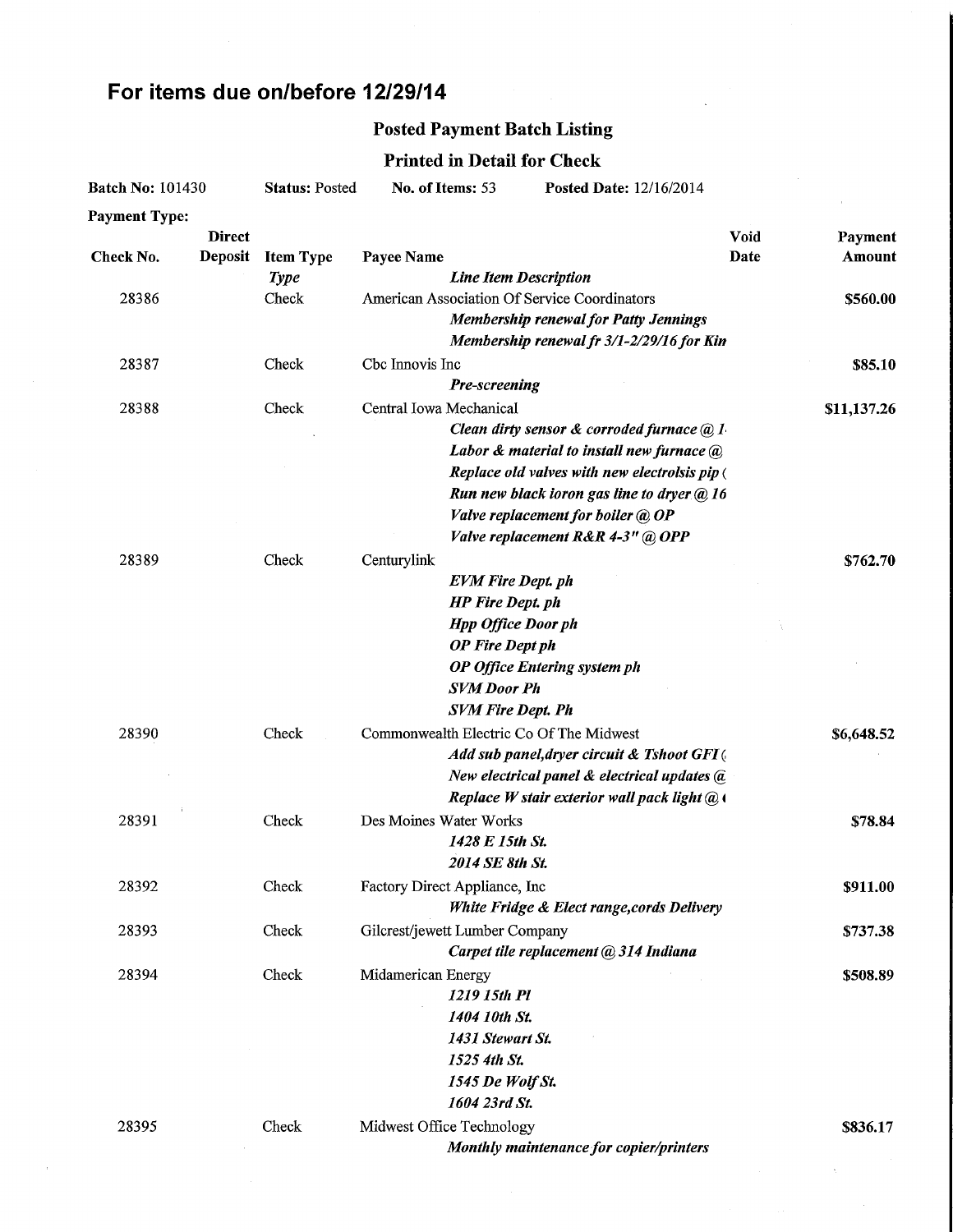## For items due on/before 12/29/14

### Posted Payment Batch Listing

### Printed in Detail for Check

**Batch No:** 101430 **Status:** Posted **No. of Items:** 53 **Posted Date:** 12/16/2014

**Payment Type:**

| Check No. | Direct Deposit | Item Type / *Type* | Payee Name / *Line Item Description* | Void Date | Payment Amount |
|---|---|---|---|---|---|
| 28386 | | Check | American Association Of Service Coordinators | | **$560.00** |
| | | | *Membership renewal for Patty Jennings* | | |
| | | | *Membership renewal fr 3/1-2/29/16 for Kin* | | |
| 28387 | | Check | Cbc Innovis Inc | | **$85.10** |
| | | | *Pre-screening* | | |
| 28388 | | Check | Central Iowa Mechanical | | **$11,137.26** |
| | | | *Clean dirty sensor & corroded furnace @ 1* | | |
| | | | *Labor & material to install new furnace @* | | |
| | | | *Replace old valves with new electrolsis pip (* | | |
| | | | *Run new black ioron gas line to dryer @ 16* | | |
| | | | *Valve replacement for boiler @ OP* | | |
| | | | *Valve replacement R&R 4-3" @ OPP* | | |
| 28389 | | Check | Centurylink | | **$762.70** |
| | | | *EVM Fire Dept. ph* | | |
| | | | *HP Fire Dept. ph* | | |
| | | | *Hpp Office Door ph* | | |
| | | | *OP Fire Dept ph* | | |
| | | | *OP Office Entering system ph* | | |
| | | | *SVM Door Ph* | | |
| | | | *SVM Fire Dept. Ph* | | |
| 28390 | | Check | Commonwealth Electric Co Of The Midwest | | **$6,648.52** |
| | | | *Add sub panel,dryer circuit & Tshoot GFI (* | | |
| | | | *New electrical panel & electrical updates @* | | |
| | | | *Replace W stair exterior wall pack light @ (* | | |
| 28391 | | Check | Des Moines Water Works | | **$78.84** |
| | | | *1428 E 15th St.* | | |
| | | | *2014 SE 8th St.* | | |
| 28392 | | Check | Factory Direct Appliance, Inc | | **$911.00** |
| | | | *White Fridge & Elect range,cords Delivery* | | |
| 28393 | | Check | Gilcrest/jewett Lumber Company | | **$737.38** |
| | | | *Carpet tile replacement @ 314 Indiana* | | |
| 28394 | | Check | Midamerican Energy | | **$508.89** |
| | | | *1219 15th Pl* | | |
| | | | *1404 10th St.* | | |
| | | | *1431 Stewart St.* | | |
| | | | *1525 4th St.* | | |
| | | | *1545 De Wolf St.* | | |
| | | | *1604 23rd St.* | | |
| 28395 | | Check | Midwest Office Technology | | **$836.17** |
| | | | *Monthly maintenance for copier/printers* | | |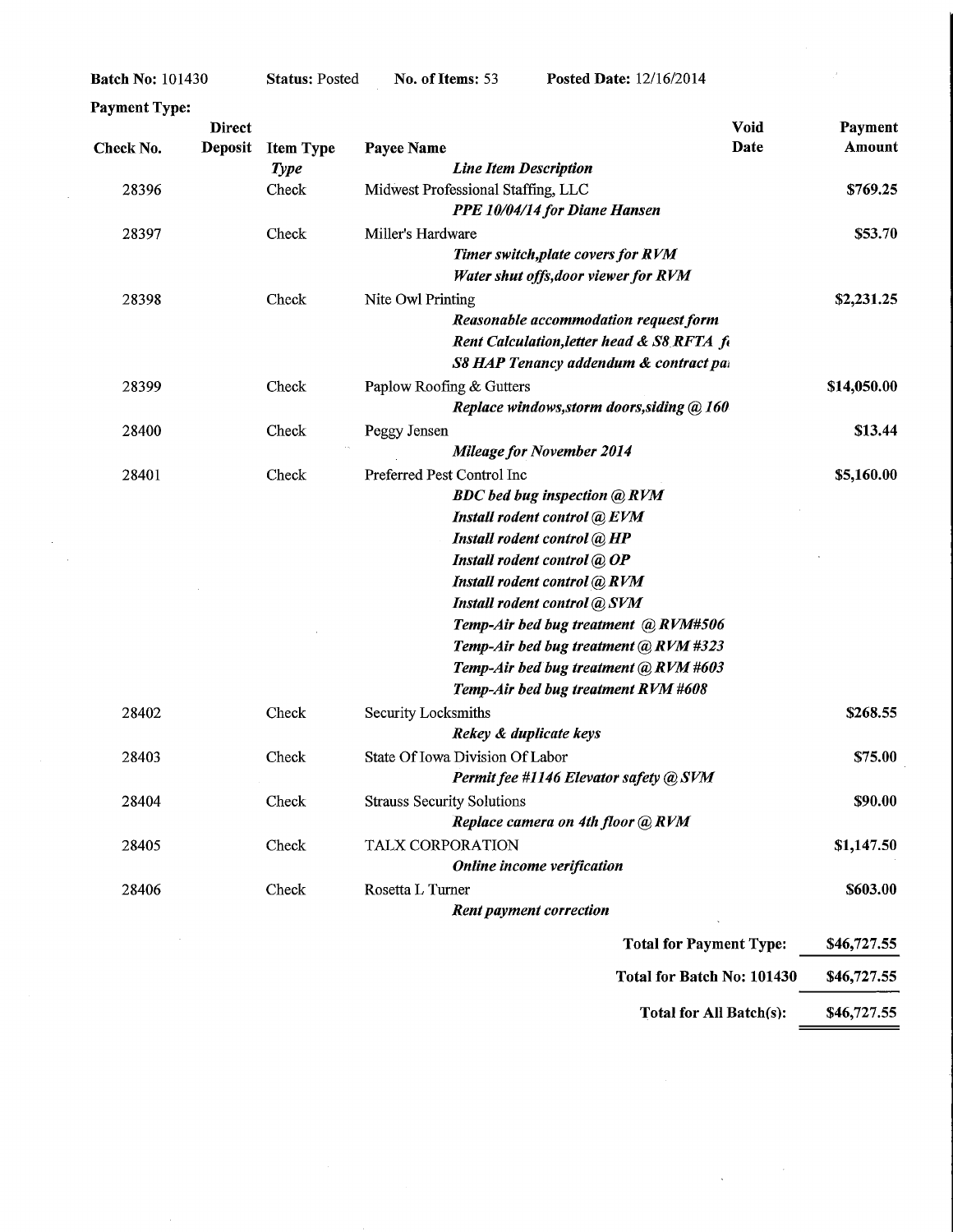**Batch No:** 101430 **Status:** Posted **No. of Items:** 53 **Posted Date:** 12/16/2014

**Payment Type:**

| Check No. | Direct Deposit | Item Type | Payee Name / *Line Item Description* | Void Date | Payment Amount |
|---|---|---|---|---|---|
| | | *Type* | ***Line Item Description*** | | |
| 28396 | | Check | Midwest Professional Staffing, LLC | | **$769.25** |
| | | | ***PPE 10/04/14 for Diane Hansen*** | | |
| 28397 | | Check | Miller's Hardware | | **$53.70** |
| | | | ***Timer switch,plate covers for RVM*** | | |
| | | | ***Water shut offs,door viewer for RVM*** | | |
| 28398 | | Check | Nite Owl Printing | | **$2,231.25** |
| | | | ***Reasonable accommodation request form*** | | |
| | | | ***Rent Calculation,letter head & S8 RFTA f*** | | |
| | | | ***S8 HAP Tenancy addendum & contract pa*** | | |
| 28399 | | Check | Paplow Roofing & Gutters | | **$14,050.00** |
| | | | ***Replace windows,storm doors,siding @ 160*** | | |
| 28400 | | Check | Peggy Jensen | | **$13.44** |
| | | | ***Mileage for November 2014*** | | |
| 28401 | | Check | Preferred Pest Control Inc | | **$5,160.00** |
| | | | ***BDC bed bug inspection @ RVM*** | | |
| | | | ***Install rodent control @ EVM*** | | |
| | | | ***Install rodent control @ HP*** | | |
| | | | ***Install rodent control @ OP*** | | |
| | | | ***Install rodent control @ RVM*** | | |
| | | | ***Install rodent control @ SVM*** | | |
| | | | ***Temp-Air bed bug treatment @ RVM#506*** | | |
| | | | ***Temp-Air bed bug treatment @ RVM #323*** | | |
| | | | ***Temp-Air bed bug treatment @ RVM #603*** | | |
| | | | ***Temp-Air bed bug treatment RVM #608*** | | |
| 28402 | | Check | Security Locksmiths | | **$268.55** |
| | | | ***Rekey & duplicate keys*** | | |
| 28403 | | Check | State Of Iowa Division Of Labor | | **$75.00** |
| | | | ***Permit fee #1146 Elevator safety @ SVM*** | | |
| 28404 | | Check | Strauss Security Solutions | | **$90.00** |
| | | | ***Replace camera on 4th floor @ RVM*** | | |
| 28405 | | Check | TALX CORPORATION | | **$1,147.50** |
| | | | ***Online income verification*** | | |
| 28406 | | Check | Rosetta L Turner | | **$603.00** |
| | | | ***Rent payment correction*** | | |

| | |
|---|---|
| **Total for Payment Type:** | **$46,727.55** |
| **Total for Batch No: 101430** | **$46,727.55** |
| **Total for All Batch(s):** | **$46,727.55** |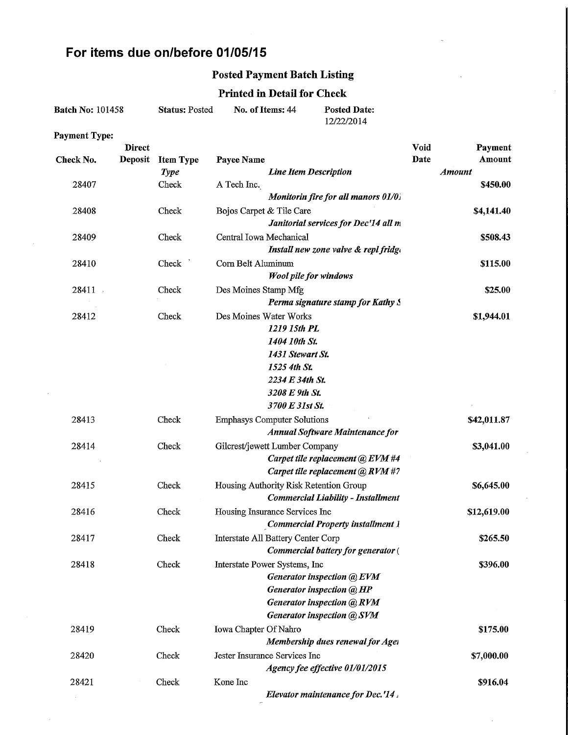# For items due on/before 01/05/15

## Posted Payment Batch Listing

### Printed in Detail for Check

**Batch No:** 101458 **Status:** Posted **No. of Items:** 44 **Posted Date:** 12/22/2014

**Payment Type:**

| Check No. | Direct Deposit | Item Type / *Type* | Payee Name / *Line Item Description* | Void Date | Payment Amount / *Amount* |
|---|---|---|---|---|---|
| 28407 | | Check | A Tech Inc. | | **$450.00** |
| | | | *Monitorin fire for all manors 01/0* | | |
| 28408 | | Check | Bojos Carpet & Tile Care | | **$4,141.40** |
| | | | *Janitorial services for Dec'14 all m* | | |
| 28409 | | Check | Central Iowa Mechanical | | **$508.43** |
| | | | *Install new zone valve & repl fridg* | | |
| 28410 | | Check | Corn Belt Aluminum | | **$115.00** |
| | | | *Wool pile for windows* | | |
| 28411 | | Check | Des Moines Stamp Mfg | | **$25.00** |
| | | | *Perma signature stamp for Kathy S* | | |
| 28412 | | Check | Des Moines Water Works | | **$1,944.01** |
| | | | *1219 15th PL* | | |
| | | | *1404 10th St.* | | |
| | | | *1431 Stewart St.* | | |
| | | | *1525 4th St.* | | |
| | | | *2234 E 34th St.* | | |
| | | | *3208 E 9th St.* | | |
| | | | *3700 E 31st St.* | | |
| 28413 | | Check | Emphasys Computer Solutions | | **$42,011.87** |
| | | | *Annual Software Maintenance for* | | |
| 28414 | | Check | Gilcrest/jewett Lumber Company | | **$3,041.00** |
| | | | *Carpet tile replacement @ EVM #4* | | |
| | | | *Carpet tile replacement @ RVM #7* | | |
| 28415 | | Check | Housing Authority Risk Retention Group | | **$6,645.00** |
| | | | *Commercial Liability - Installment* | | |
| 28416 | | Check | Housing Insurance Services Inc | | **$12,619.00** |
| | | | *Commercial Property installment 1* | | |
| 28417 | | Check | Interstate All Battery Center Corp | | **$265.50** |
| | | | *Commercial battery for generator (* | | |
| 28418 | | Check | Interstate Power Systems, Inc | | **$396.00** |
| | | | *Generator inspection @ EVM* | | |
| | | | *Generator inspection @ HP* | | |
| | | | *Generator inspection @ RVM* | | |
| | | | *Generator inspection @ SVM* | | |
| 28419 | | Check | Iowa Chapter Of Nahro | | **$175.00** |
| | | | *Membership dues renewal for Age* | | |
| 28420 | | Check | Jester Insurance Services Inc | | **$7,000.00** |
| | | | *Agency fee effective 01/01/2015* | | |
| 28421 | | Check | Kone Inc | | **$916.04** |
| | | | *Elevator maintenance for Dec.'14* | | |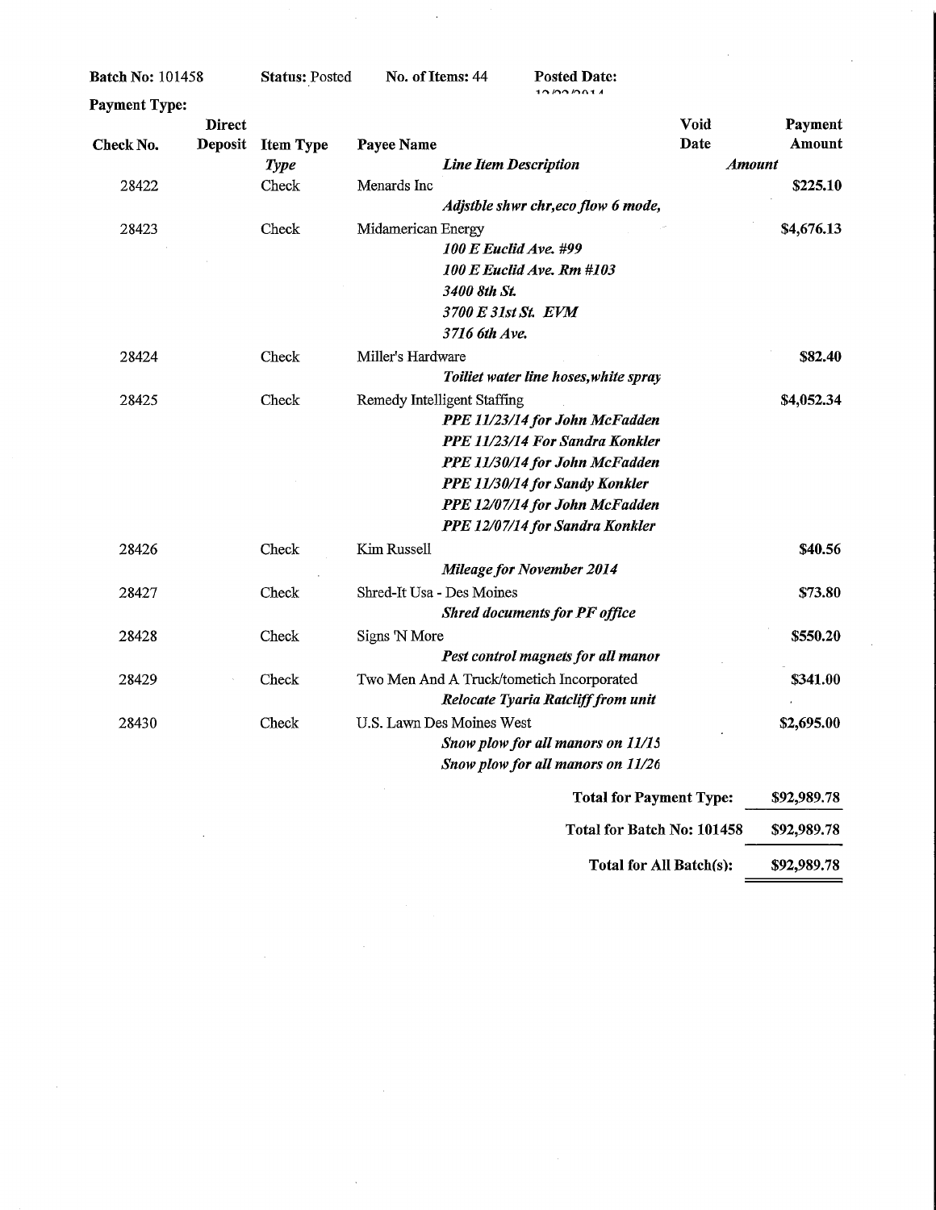**Batch No:** 101458 **Status:** Posted **No. of Items:** 44 **Posted Date:** 12/22/2014

**Payment Type:**

| Check No. | Direct Deposit | Item Type | Payee Name | Void Date | Payment Amount |
|---|---|---|---|---|---|
| | | *Type* | *Line Item Description* | | *Amount* |
| 28422 | | Check | Menards Inc | | **$225.10** |
| | | | *Adjstble shwr chr,eco flow 6 mode,* | | |
| 28423 | | Check | Midamerican Energy | | **$4,676.13** |
| | | | *100 E Euclid Ave. #99* | | |
| | | | *100 E Euclid Ave. Rm #103* | | |
| | | | *3400 8th St.* | | |
| | | | *3700 E 31st St. EVM* | | |
| | | | *3716 6th Ave.* | | |
| 28424 | | Check | Miller's Hardware | | **$82.40** |
| | | | *Toiliet water line hoses,white spray* | | |
| 28425 | | Check | Remedy Intelligent Staffing | | **$4,052.34** |
| | | | *PPE 11/23/14 for John McFadden* | | |
| | | | *PPE 11/23/14 For Sandra Konkler* | | |
| | | | *PPE 11/30/14 for John McFadden* | | |
| | | | *PPE 11/30/14 for Sandy Konkler* | | |
| | | | *PPE 12/07/14 for John McFadden* | | |
| | | | *PPE 12/07/14 for Sandra Konkler* | | |
| 28426 | | Check | Kim Russell | | **$40.56** |
| | | | *Mileage for November 2014* | | |
| 28427 | | Check | Shred-It Usa - Des Moines | | **$73.80** |
| | | | *Shred documents for PF office* | | |
| 28428 | | Check | Signs 'N More | | **$550.20** |
| | | | *Pest control magnets for all manor* | | |
| 28429 | | Check | Two Men And A Truck/tometich Incorporated | | **$341.00** |
| | | | *Relocate Tyaria Ratcliff from unit* | | |
| 28430 | | Check | U.S. Lawn Des Moines West | | **$2,695.00** |
| | | | *Snow plow for all manors on 11/15* | | |
| | | | *Snow plow for all manors on 11/26* | | |

| | |
|---|---|
| **Total for Payment Type:** | **$92,989.78** |
| **Total for Batch No: 101458** | **$92,989.78** |
| **Total for All Batch(s):** | **$92,989.78** |